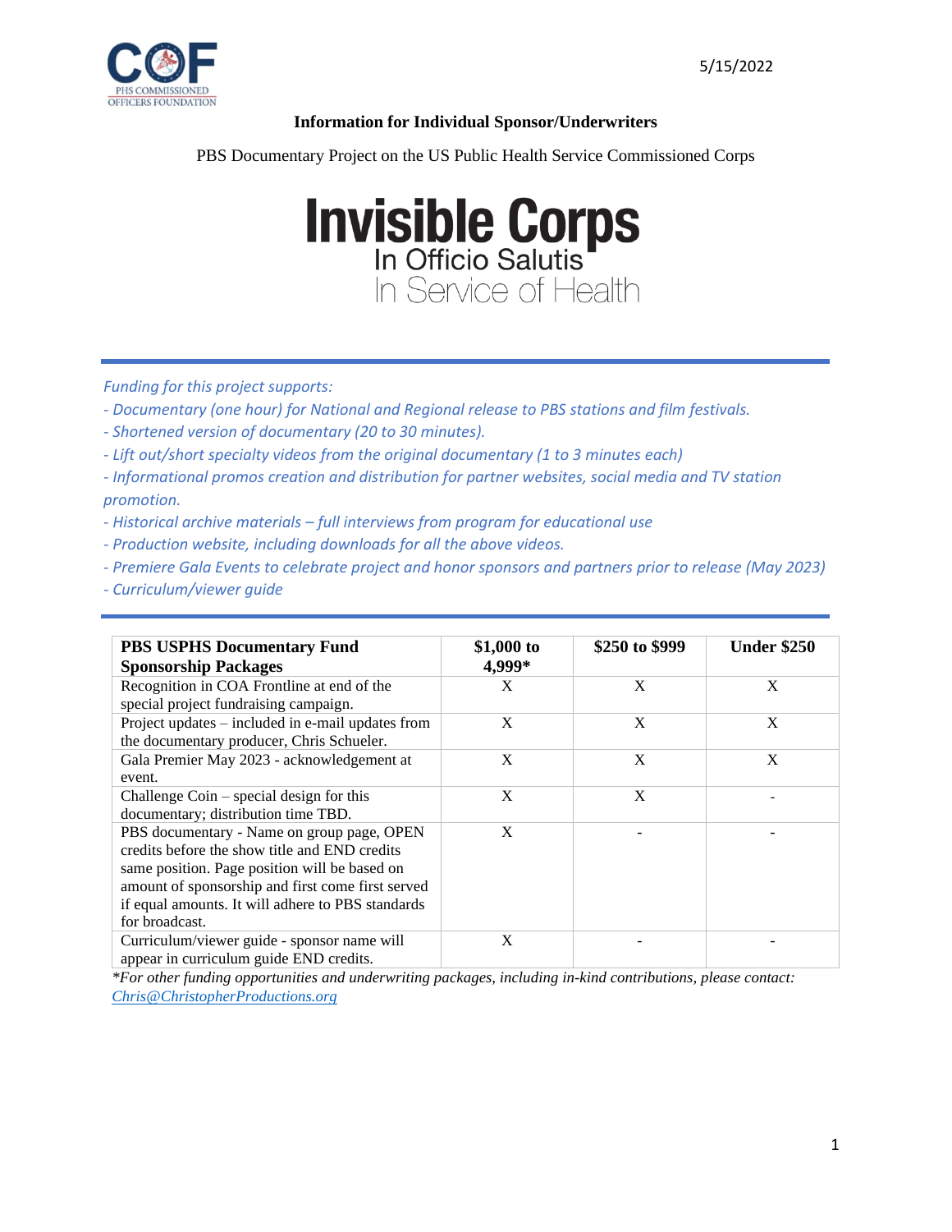PHS COMMISSIONED OFFICERS FOUNDATION

5/15/2022

**Information for Individual Sponsor/Underwriters**

PBS Documentary Project on the US Public Health Service Commissioned Corps

# Invisible Corps

In Officio Salutis

In Service of Health

---

*Funding for this project supports:*

- *Documentary (one hour) for National and Regional release to PBS stations and film festivals.*
- *Shortened version of documentary (20 to 30 minutes).*
- *Lift out/short specialty videos from the original documentary (1 to 3 minutes each)*
- *Informational promos creation and distribution for partner websites, social media and TV station promotion.*
- *Historical archive materials – full interviews from program for educational use*
- *Production website, including downloads for all the above videos.*
- *Premiere Gala Events to celebrate project and honor sponsors and partners prior to release (May 2023)*
- *Curriculum/viewer guide*

---

| **PBS USPHS Documentary Fund Sponsorship Packages** | **$1,000 to 4,999*** | **$250 to $999** | **Under $250** |
|---|---|---|---|
| Recognition in COA Frontline at end of the special project fundraising campaign. | X | X | X |
| Project updates – included in e-mail updates from the documentary producer, Chris Schueler. | X | X | X |
| Gala Premier May 2023 - acknowledgement at event. | X | X | X |
| Challenge Coin – special design for this documentary; distribution time TBD. | X | X | - |
| PBS documentary - Name on group page, OPEN credits before the show title and END credits same position. Page position will be based on amount of sponsorship and first come first served if equal amounts. It will adhere to PBS standards for broadcast. | X | - | - |
| Curriculum/viewer guide - sponsor name will appear in curriculum guide END credits. | X | - | - |

*\*For other funding opportunities and underwriting packages, including in-kind contributions, please contact:* [Chris@ChristopherProductions.org](mailto:Chris@ChristopherProductions.org)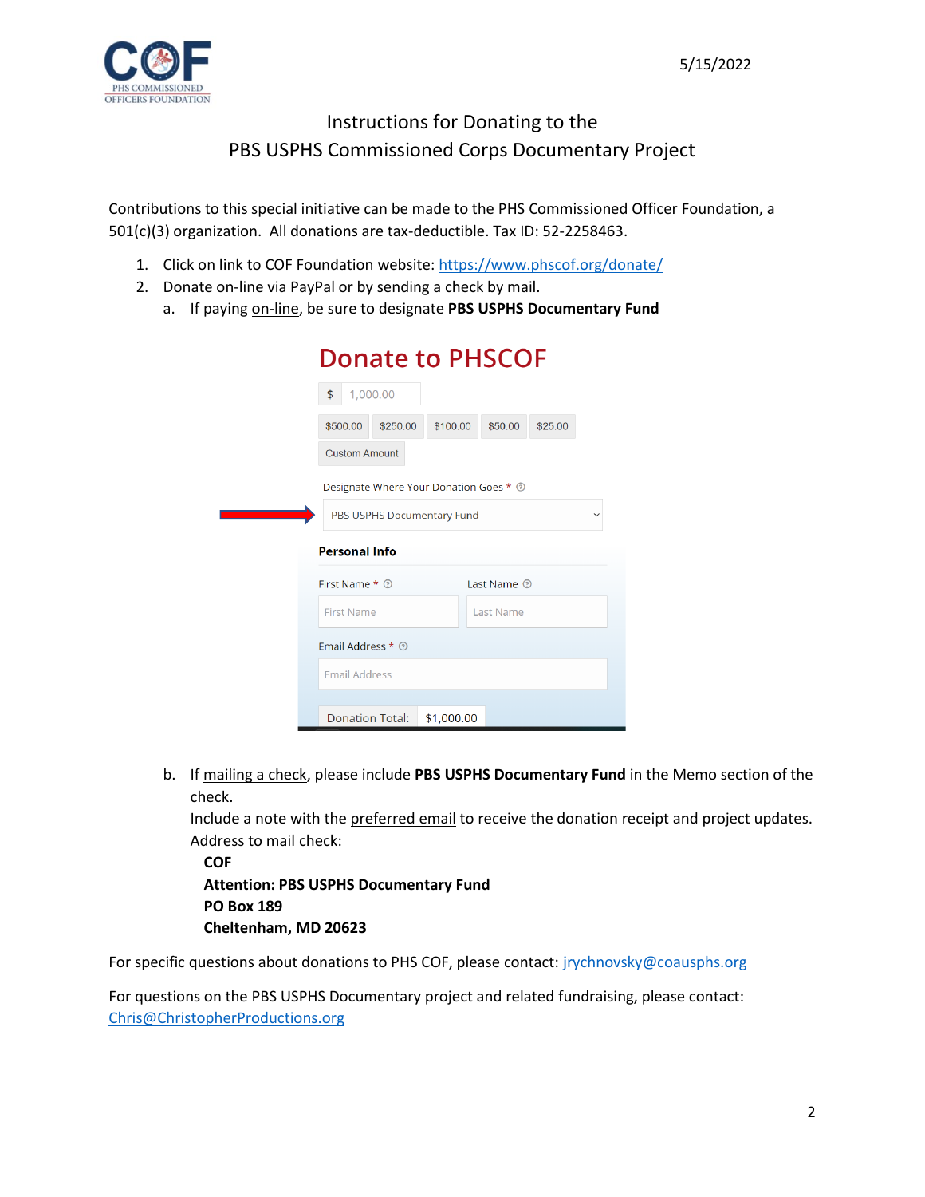5/15/2022

# Instructions for Donating to the PBS USPHS Commissioned Corps Documentary Project

Contributions to this special initiative can be made to the PHS Commissioned Officer Foundation, a 501(c)(3) organization. All donations are tax-deductible. Tax ID: 52-2258463.

1. Click on link to COF Foundation website: https://www.phscof.org/donate/
2. Donate on-line via PayPal or by sending a check by mail.
   a. If paying on-line, be sure to designate **PBS USPHS Documentary Fund**

Donate to PHSCOF

$ 1,000.00

$500.00 $250.00 $100.00 $50.00 $25.00

Custom Amount

Designate Where Your Donation Goes *

PBS USPHS Documentary Fund

Personal Info

First Name * Last Name

Email Address *

Donation Total: $1,000.00

   b. If mailing a check, please include **PBS USPHS Documentary Fund** in the Memo section of the check.
      Include a note with the preferred email to receive the donation receipt and project updates.
      Address to mail check:
      **COF**
      **Attention: PBS USPHS Documentary Fund**
      **PO Box 189**
      **Cheltenham, MD 20623**

For specific questions about donations to PHS COF, please contact: jrychnovsky@coausphs.org

For questions on the PBS USPHS Documentary project and related fundraising, please contact: Chris@ChristopherProductions.org